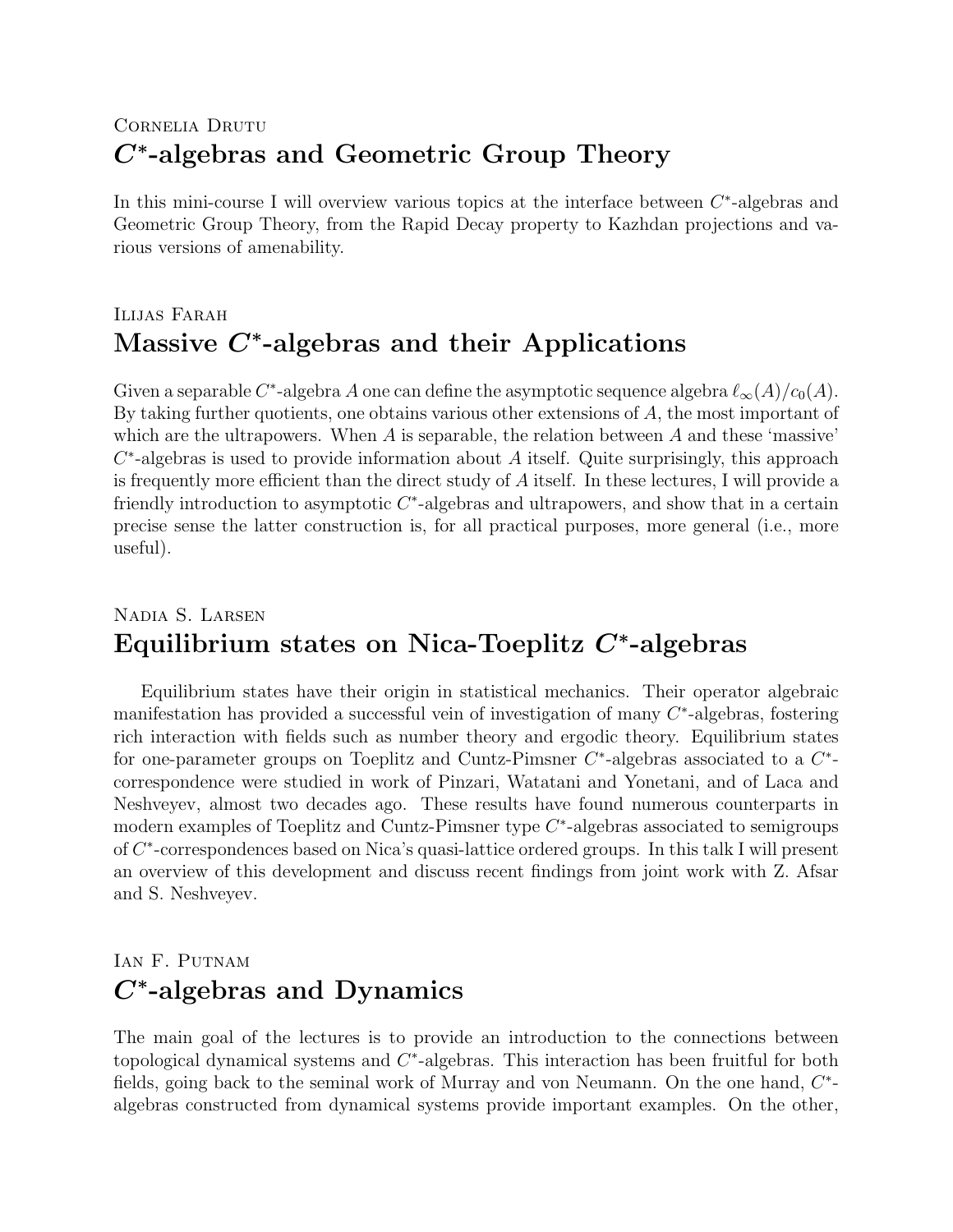Cornelia Drutu

## $C^*$-algebras and Geometric Group Theory

In this mini-course I will overview various topics at the interface between $C^*$-algebras and Geometric Group Theory, from the Rapid Decay property to Kazhdan projections and various versions of amenability.

Ilijas Farah

## Massive $C^*$-algebras and their Applications

Given a separable $C^*$-algebra $A$ one can define the asymptotic sequence algebra $\ell_\infty(A)/c_0(A)$. By taking further quotients, one obtains various other extensions of $A$, the most important of which are the ultrapowers. When $A$ is separable, the relation between $A$ and these 'massive' $C^*$-algebras is used to provide information about $A$ itself. Quite surprisingly, this approach is frequently more efficient than the direct study of $A$ itself. In these lectures, I will provide a friendly introduction to asymptotic $C^*$-algebras and ultrapowers, and show that in a certain precise sense the latter construction is, for all practical purposes, more general (i.e., more useful).

Nadia S. Larsen

## Equilibrium states on Nica-Toeplitz $C^*$-algebras

Equilibrium states have their origin in statistical mechanics. Their operator algebraic manifestation has provided a successful vein of investigation of many $C^*$-algebras, fostering rich interaction with fields such as number theory and ergodic theory. Equilibrium states for one-parameter groups on Toeplitz and Cuntz-Pimsner $C^*$-algebras associated to a $C^*$-correspondence were studied in work of Pinzari, Watatani and Yonetani, and of Laca and Neshveyev, almost two decades ago. These results have found numerous counterparts in modern examples of Toeplitz and Cuntz-Pimsner type $C^*$-algebras associated to semigroups of $C^*$-correspondences based on Nica's quasi-lattice ordered groups. In this talk I will present an overview of this development and discuss recent findings from joint work with Z. Afsar and S. Neshveyev.

Ian F. Putnam

## $C^*$-algebras and Dynamics

The main goal of the lectures is to provide an introduction to the connections between topological dynamical systems and $C^*$-algebras. This interaction has been fruitful for both fields, going back to the seminal work of Murray and von Neumann. On the one hand, $C^*$-algebras constructed from dynamical systems provide important examples. On the other,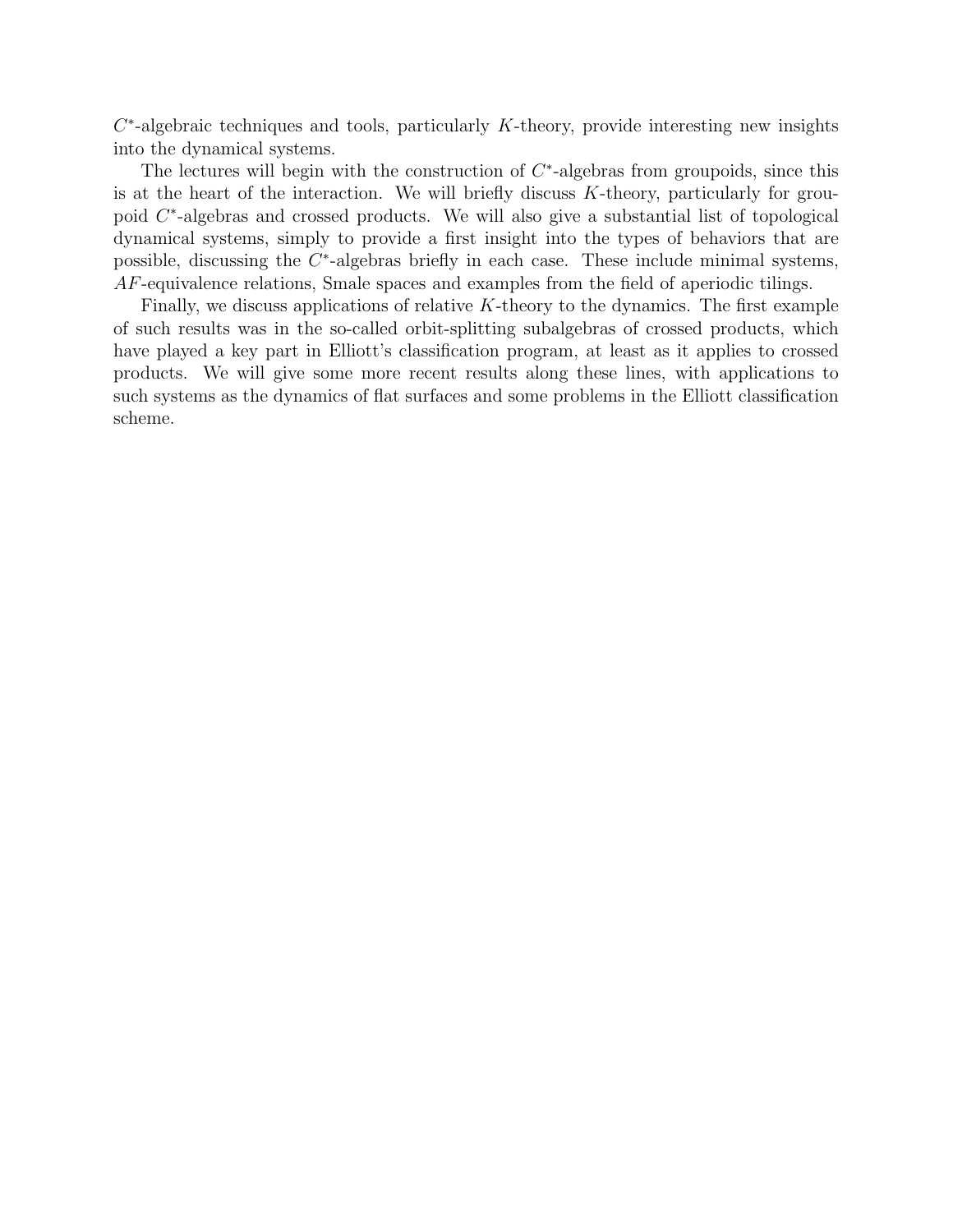$C^*$-algebraic techniques and tools, particularly $K$-theory, provide interesting new insights into the dynamical systems.

The lectures will begin with the construction of $C^*$-algebras from groupoids, since this is at the heart of the interaction. We will briefly discuss $K$-theory, particularly for groupoid $C^*$-algebras and crossed products. We will also give a substantial list of topological dynamical systems, simply to provide a first insight into the types of behaviors that are possible, discussing the $C^*$-algebras briefly in each case. These include minimal systems, $AF$-equivalence relations, Smale spaces and examples from the field of aperiodic tilings.

Finally, we discuss applications of relative $K$-theory to the dynamics. The first example of such results was in the so-called orbit-splitting subalgebras of crossed products, which have played a key part in Elliott's classification program, at least as it applies to crossed products. We will give some more recent results along these lines, with applications to such systems as the dynamics of flat surfaces and some problems in the Elliott classification scheme.